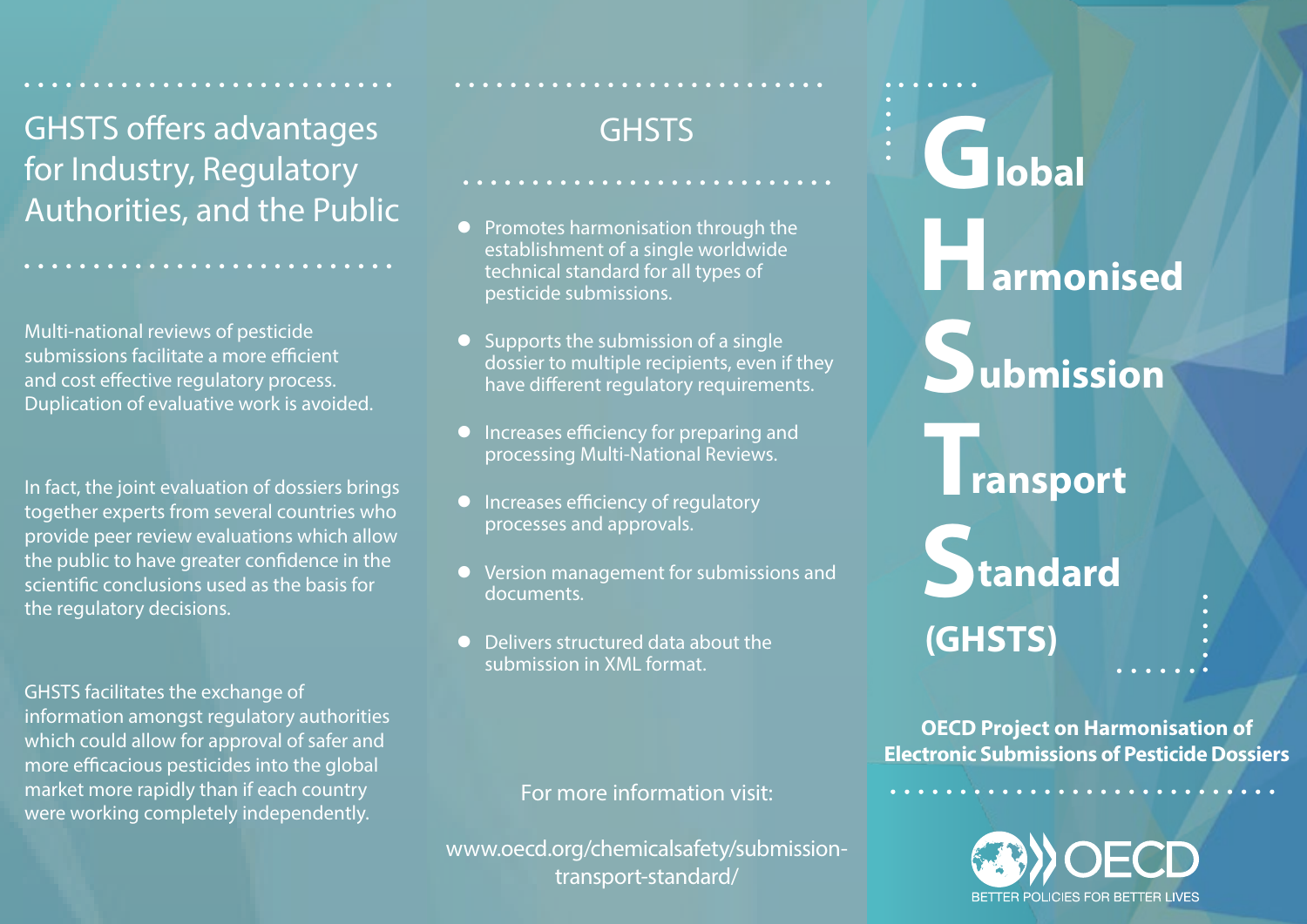## GHSTS offers advantages for Industry, Regulatory Authorities, and the Public

Multi-national reviews of pesticide submissions facilitate a more efficient and cost effective regulatory process. Duplication of evaluative work is avoided.

In fact, the joint evaluation of dossiers brings together experts from several countries who provide peer review evaluations which allow the public to have greater confidence in the scientific conclusions used as the basis for the regulatory decisions.

GHSTS facilitates the exchange of information amongst regulatory authorities which could allow for approval of safer and more efficacious pesticides into the global market more rapidly than if each country were working completely independently.

## GHSTS

- Promotes harmonisation through the establishment of a single worldwide technical standard for all types of pesticide submissions.
- Supports the submission of a single dossier to multiple recipients, even if they have different regulatory requirements.
- Increases efficiency for preparing and processing Multi-National Reviews.
- Increases efficiency of regulatory processes and approvals.
- Version management for submissions and documents.
- Delivers structured data about the submission in XML format.

For more information visit:

www.oecd.org/chemicalsafety/submission-transport-standard/

# Global Harmonised Submission Transport Standard (GHSTS)

**OECD Project on Harmonisation of Electronic Submissions of Pesticide Dossiers**

OECD

BETTER POLICIES FOR BETTER LIVES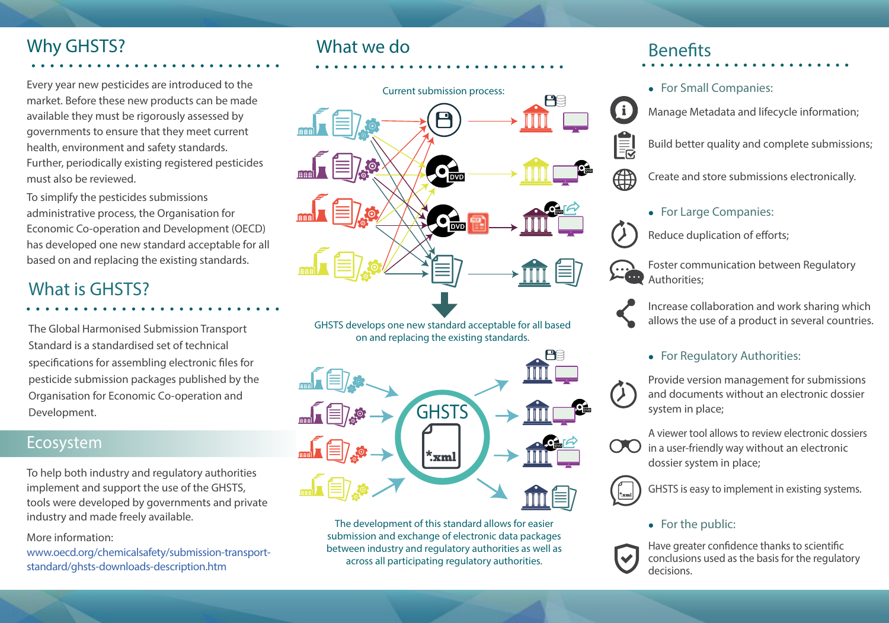## Why GHSTS?

Every year new pesticides are introduced to the market. Before these new products can be made available they must be rigorously assessed by governments to ensure that they meet current health, environment and safety standards. Further, periodically existing registered pesticides must also be reviewed.

To simplify the pesticides submissions administrative process, the Organisation for Economic Co-operation and Development (OECD) has developed one new standard acceptable for all based on and replacing the existing standards.

## What is GHSTS?

The Global Harmonised Submission Transport Standard is a standardised set of technical specifications for assembling electronic files for pesticide submission packages published by the Organisation for Economic Co-operation and Development.

## Ecosystem

To help both industry and regulatory authorities implement and support the use of the GHSTS, tools were developed by governments and private industry and made freely available.

More information:
www.oecd.org/chemicalsafety/submission-transport-standard/ghsts-downloads-description.htm

## What we do

Current submission process:

GHSTS develops one new standard acceptable for all based on and replacing the existing standards.

GHSTS

*.xml

The development of this standard allows for easier submission and exchange of electronic data packages between industry and regulatory authorities as well as across all participating regulatory authorities.

## Benefits

- **For Small Companies:**

Manage Metadata and lifecycle information;

Build better quality and complete submissions;

Create and store submissions electronically.

- **For Large Companies:**

Reduce duplication of efforts;

Foster communication between Regulatory Authorities;

Increase collaboration and work sharing which allows the use of a product in several countries.

- **For Regulatory Authorities:**

Provide version management for submissions and documents without an electronic dossier system in place;

A viewer tool allows to review electronic dossiers in a user-friendly way without an electronic dossier system in place;

GHSTS is easy to implement in existing systems.

- **For the public:**

Have greater confidence thanks to scientific conclusions used as the basis for the regulatory decisions.